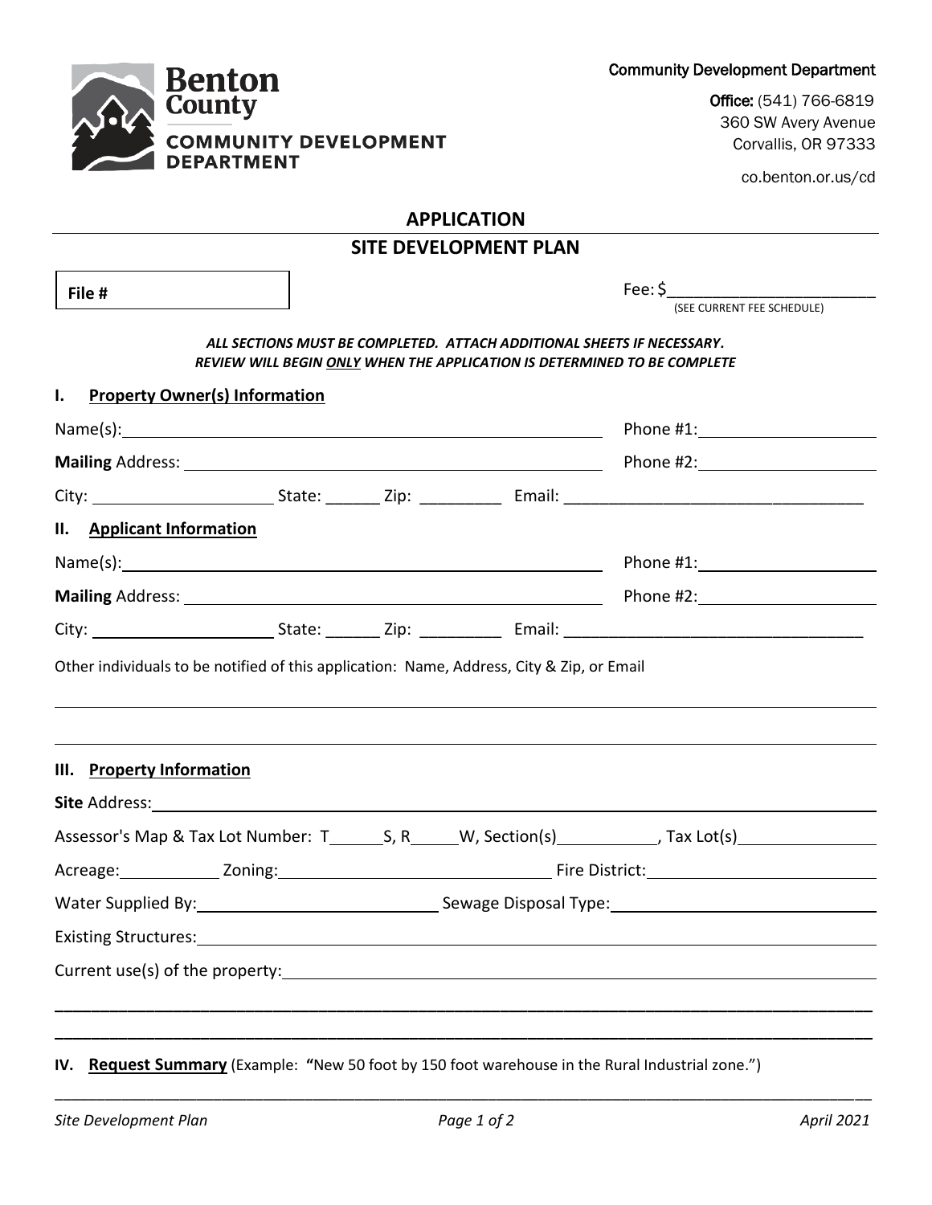Benton County
COMMUNITY DEVELOPMENT DEPARTMENT

Community Development Department

**Office:** (541) 766-6819
360 SW Avery Avenue
Corvallis, OR 97333

co.benton.or.us/cd

# APPLICATION

## SITE DEVELOPMENT PLAN

**File #**

Fee: $______________________
(SEE CURRENT FEE SCHEDULE)

***ALL SECTIONS MUST BE COMPLETED. ATTACH ADDITIONAL SHEETS IF NECESSARY.***
***REVIEW WILL BEGIN ONLY WHEN THE APPLICATION IS DETERMINED TO BE COMPLETE***

### I. Property Owner(s) Information

Name(s): ______________________________________________ Phone #1: __________________

**Mailing** Address: ______________________________________ Phone #2: __________________

City: ____________________ State: ______ Zip: _________ Email: ________________________________

### II. Applicant Information

Name(s): ______________________________________________ Phone #1: __________________

**Mailing** Address: ______________________________________ Phone #2: __________________

City: ____________________ State: ______ Zip: _________ Email: ________________________________

Other individuals to be notified of this application: Name, Address, City & Zip, or Email

______________________________________________________________________________

______________________________________________________________________________

### III. Property Information

**Site** Address: ________________________________________________________________________

Assessor's Map & Tax Lot Number: T______S, R_____W, Section(s)___________, Tax Lot(s)_______________

Acreage:___________ Zoning:______________________________ Fire District:_________________________

Water Supplied By:___________________________ Sewage Disposal Type:____________________________

Existing Structures:________________________________________________________________________

Current use(s) of the property:________________________________________________________________

______________________________________________________________________________

______________________________________________________________________________

### IV. Request Summary (Example: "New 50 foot by 150 foot warehouse in the Rural Industrial zone.")

______________________________________________________________________________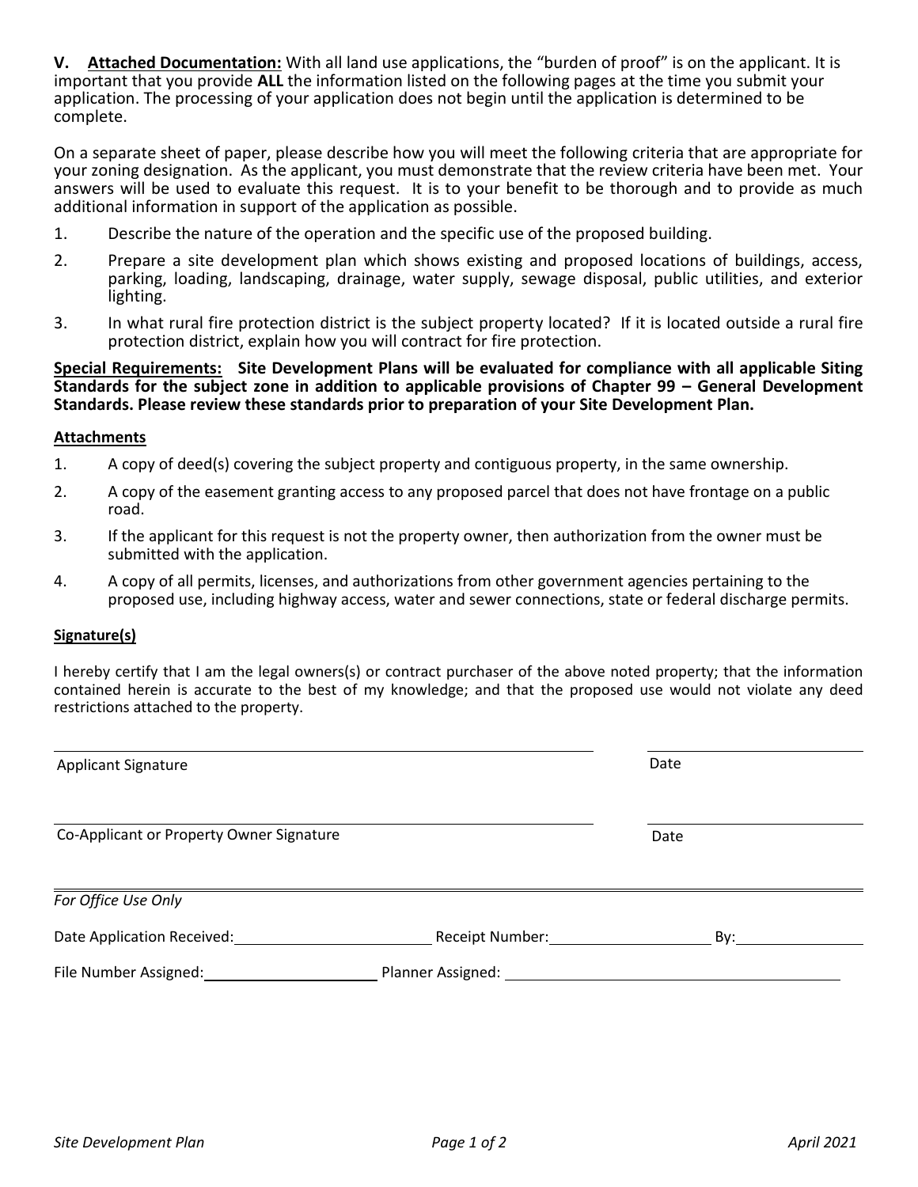**V. Attached Documentation:** With all land use applications, the "burden of proof" is on the applicant. It is important that you provide **ALL** the information listed on the following pages at the time you submit your application. The processing of your application does not begin until the application is determined to be complete.

On a separate sheet of paper, please describe how you will meet the following criteria that are appropriate for your zoning designation. As the applicant, you must demonstrate that the review criteria have been met. Your answers will be used to evaluate this request. It is to your benefit to be thorough and to provide as much additional information in support of the application as possible.

1. Describe the nature of the operation and the specific use of the proposed building.
2. Prepare a site development plan which shows existing and proposed locations of buildings, access, parking, loading, landscaping, drainage, water supply, sewage disposal, public utilities, and exterior lighting.
3. In what rural fire protection district is the subject property located? If it is located outside a rural fire protection district, explain how you will contract for fire protection.

**Special Requirements: Site Development Plans will be evaluated for compliance with all applicable Siting Standards for the subject zone in addition to applicable provisions of Chapter 99 – General Development Standards. Please review these standards prior to preparation of your Site Development Plan.**

**Attachments**

1. A copy of deed(s) covering the subject property and contiguous property, in the same ownership.
2. A copy of the easement granting access to any proposed parcel that does not have frontage on a public road.
3. If the applicant for this request is not the property owner, then authorization from the owner must be submitted with the application.
4. A copy of all permits, licenses, and authorizations from other government agencies pertaining to the proposed use, including highway access, water and sewer connections, state or federal discharge permits.

**Signature(s)**

I hereby certify that I am the legal owners(s) or contract purchaser of the above noted property; that the information contained herein is accurate to the best of my knowledge; and that the proposed use would not violate any deed restrictions attached to the property.

Applicant Signature _______________ Date _______________

Co-Applicant or Property Owner Signature _______________ Date _______________

*For Office Use Only*

Date Application Received: _______________ Receipt Number: _______________ By: _______________

File Number Assigned: _______________ Planner Assigned: _______________